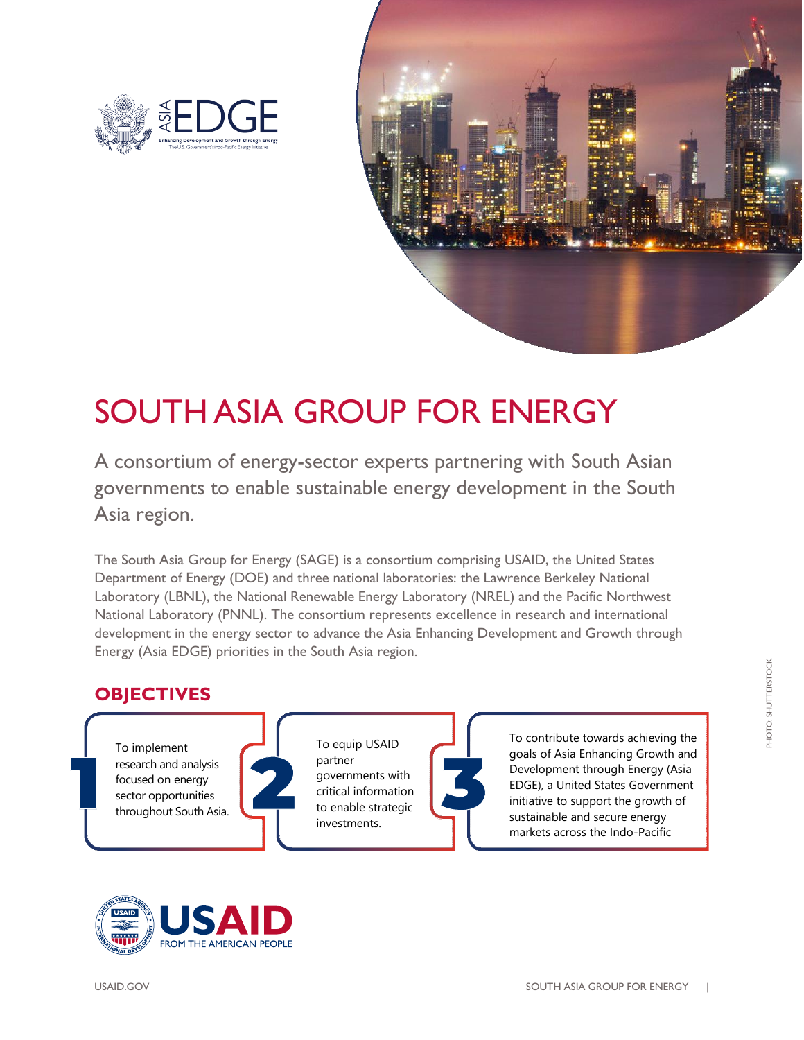# SOUTH ASIA GROUP FOR ENERGY

A consortium of energy-sector experts partnering with South Asian governments to enable sustainable energy development in the South Asia region.

The South Asia Group for Energy (SAGE) is a consortium comprising USAID, the United States Department of Energy (DOE) and three national laboratories: the Lawrence Berkeley National Laboratory (LBNL), the National Renewable Energy Laboratory (NREL) and the Pacific Northwest National Laboratory (PNNL). The consortium represents excellence in research and international development in the energy sector to advance the Asia Enhancing Development and Growth through Energy (Asia EDGE) priorities in the South Asia region.

## OBJECTIVES

1. To implement research and analysis focused on energy sector opportunities throughout South Asia.
2. To equip USAID partner governments with critical information to enable strategic investments.
3. To contribute towards achieving the goals of Asia Enhancing Growth and Development through Energy (Asia EDGE), a United States Government initiative to support the growth of sustainable and secure energy markets across the Indo-Pacific

PHOTO: SHUTTERSTOCK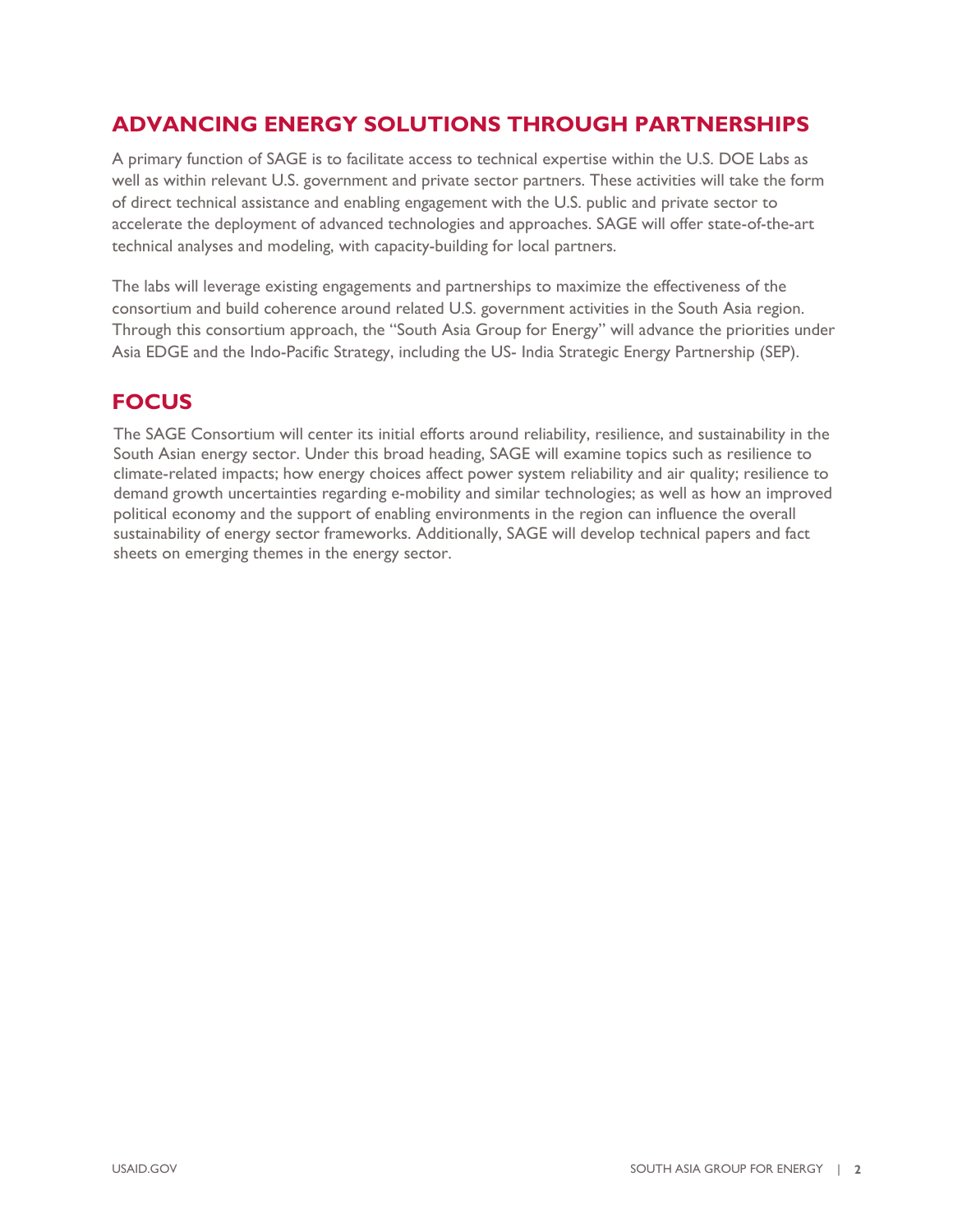## ADVANCING ENERGY SOLUTIONS THROUGH PARTNERSHIPS

A primary function of SAGE is to facilitate access to technical expertise within the U.S. DOE Labs as well as within relevant U.S. government and private sector partners. These activities will take the form of direct technical assistance and enabling engagement with the U.S. public and private sector to accelerate the deployment of advanced technologies and approaches. SAGE will offer state-of-the-art technical analyses and modeling, with capacity-building for local partners.

The labs will leverage existing engagements and partnerships to maximize the effectiveness of the consortium and build coherence around related U.S. government activities in the South Asia region. Through this consortium approach, the "South Asia Group for Energy" will advance the priorities under Asia EDGE and the Indo-Pacific Strategy, including the US- India Strategic Energy Partnership (SEP).

## FOCUS

The SAGE Consortium will center its initial efforts around reliability, resilience, and sustainability in the South Asian energy sector. Under this broad heading, SAGE will examine topics such as resilience to climate-related impacts; how energy choices affect power system reliability and air quality; resilience to demand growth uncertainties regarding e-mobility and similar technologies; as well as how an improved political economy and the support of enabling environments in the region can influence the overall sustainability of energy sector frameworks. Additionally, SAGE will develop technical papers and fact sheets on emerging themes in the energy sector.